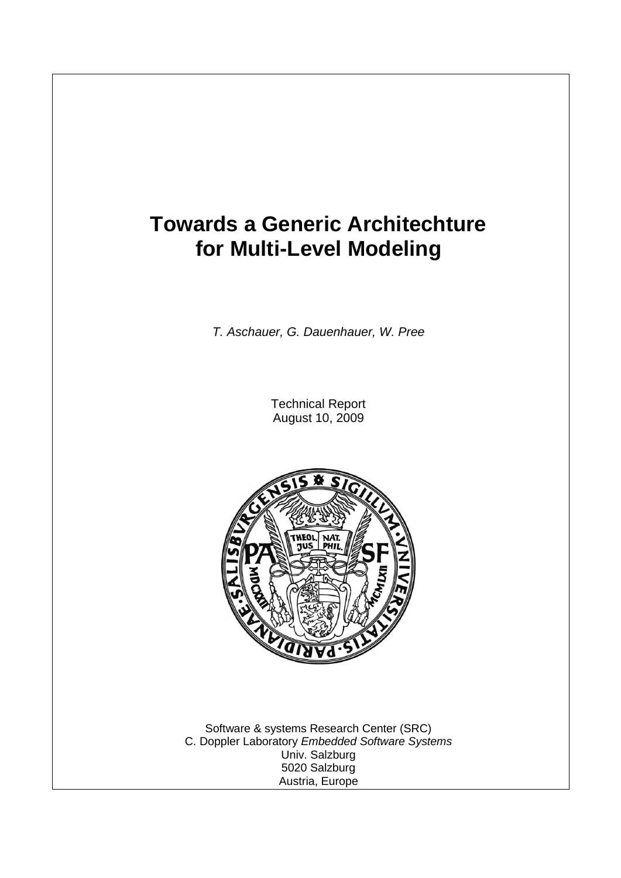# Towards a Generic Architechture for Multi-Level Modeling

*T. Aschauer, G. Dauenhauer, W. Pree*

Technical Report
August 10, 2009

Software & systems Research Center (SRC)
C. Doppler Laboratory *Embedded Software Systems*
Univ. Salzburg
5020 Salzburg
Austria, Europe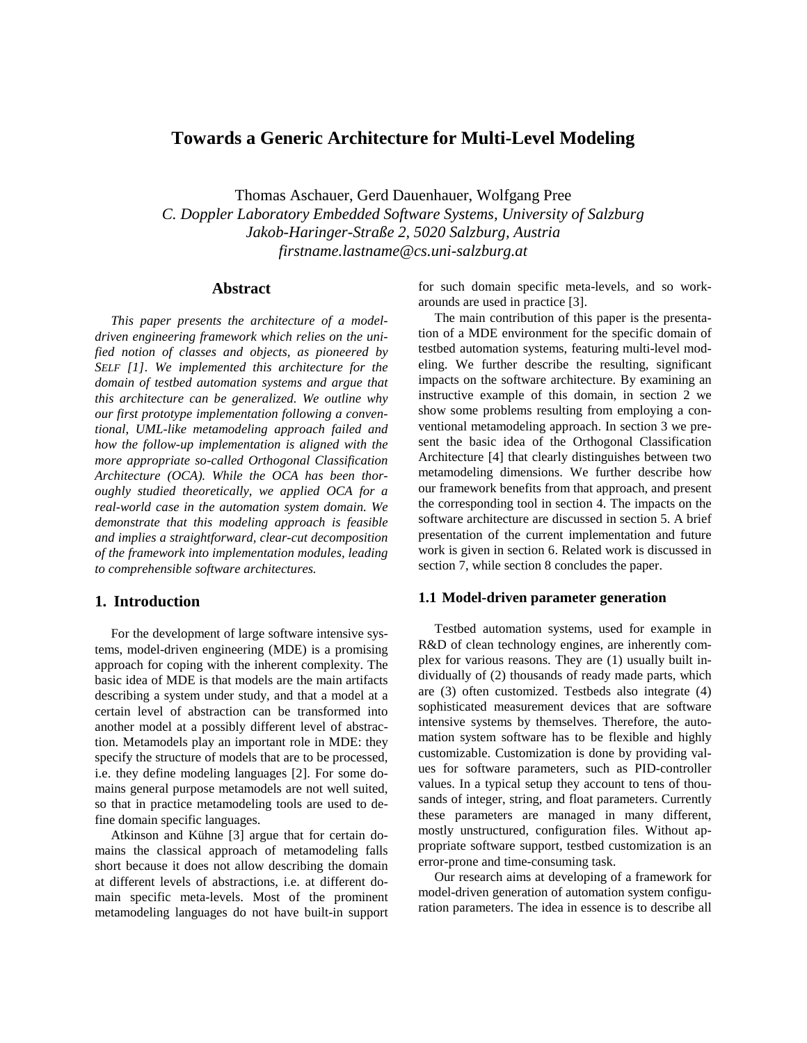# Towards a Generic Architecture for Multi-Level Modeling

Thomas Aschauer, Gerd Dauenhauer, Wolfgang Pree

*C. Doppler Laboratory Embedded Software Systems, University of Salzburg*

*Jakob-Haringer-Straße 2, 5020 Salzburg, Austria*

*firstname.lastname@cs.uni-salzburg.at*

## Abstract

*This paper presents the architecture of a model-driven engineering framework which relies on the unified notion of classes and objects, as pioneered by SELF [1]. We implemented this architecture for the domain of testbed automation systems and argue that this architecture can be generalized. We outline why our first prototype implementation following a conventional, UML-like metamodeling approach failed and how the follow-up implementation is aligned with the more appropriate so-called Orthogonal Classification Architecture (OCA). While the OCA has been thoroughly studied theoretically, we applied OCA for a real-world case in the automation system domain. We demonstrate that this modeling approach is feasible and implies a straightforward, clear-cut decomposition of the framework into implementation modules, leading to comprehensible software architectures.*

## 1. Introduction

For the development of large software intensive systems, model-driven engineering (MDE) is a promising approach for coping with the inherent complexity. The basic idea of MDE is that models are the main artifacts describing a system under study, and that a model at a certain level of abstraction can be transformed into another model at a possibly different level of abstraction. Metamodels play an important role in MDE: they specify the structure of models that are to be processed, i.e. they define modeling languages [2]. For some domains general purpose metamodels are not well suited, so that in practice metamodeling tools are used to define domain specific languages.

Atkinson and Kühne [3] argue that for certain domains the classical approach of metamodeling falls short because it does not allow describing the domain at different levels of abstractions, i.e. at different domain specific meta-levels. Most of the prominent metamodeling languages do not have built-in support for such domain specific meta-levels, and so workarounds are used in practice [3].

The main contribution of this paper is the presentation of a MDE environment for the specific domain of testbed automation systems, featuring multi-level modeling. We further describe the resulting, significant impacts on the software architecture. By examining an instructive example of this domain, in section 2 we show some problems resulting from employing a conventional metamodeling approach. In section 3 we present the basic idea of the Orthogonal Classification Architecture [4] that clearly distinguishes between two metamodeling dimensions. We further describe how our framework benefits from that approach, and present the corresponding tool in section 4. The impacts on the software architecture are discussed in section 5. A brief presentation of the current implementation and future work is given in section 6. Related work is discussed in section 7, while section 8 concludes the paper.

### 1.1 Model-driven parameter generation

Testbed automation systems, used for example in R&D of clean technology engines, are inherently complex for various reasons. They are (1) usually built individually of (2) thousands of ready made parts, which are (3) often customized. Testbeds also integrate (4) sophisticated measurement devices that are software intensive systems by themselves. Therefore, the automation system software has to be flexible and highly customizable. Customization is done by providing values for software parameters, such as PID-controller values. In a typical setup they account to tens of thousands of integer, string, and float parameters. Currently these parameters are managed in many different, mostly unstructured, configuration files. Without appropriate software support, testbed customization is an error-prone and time-consuming task.

Our research aims at developing of a framework for model-driven generation of automation system configuration parameters. The idea in essence is to describe all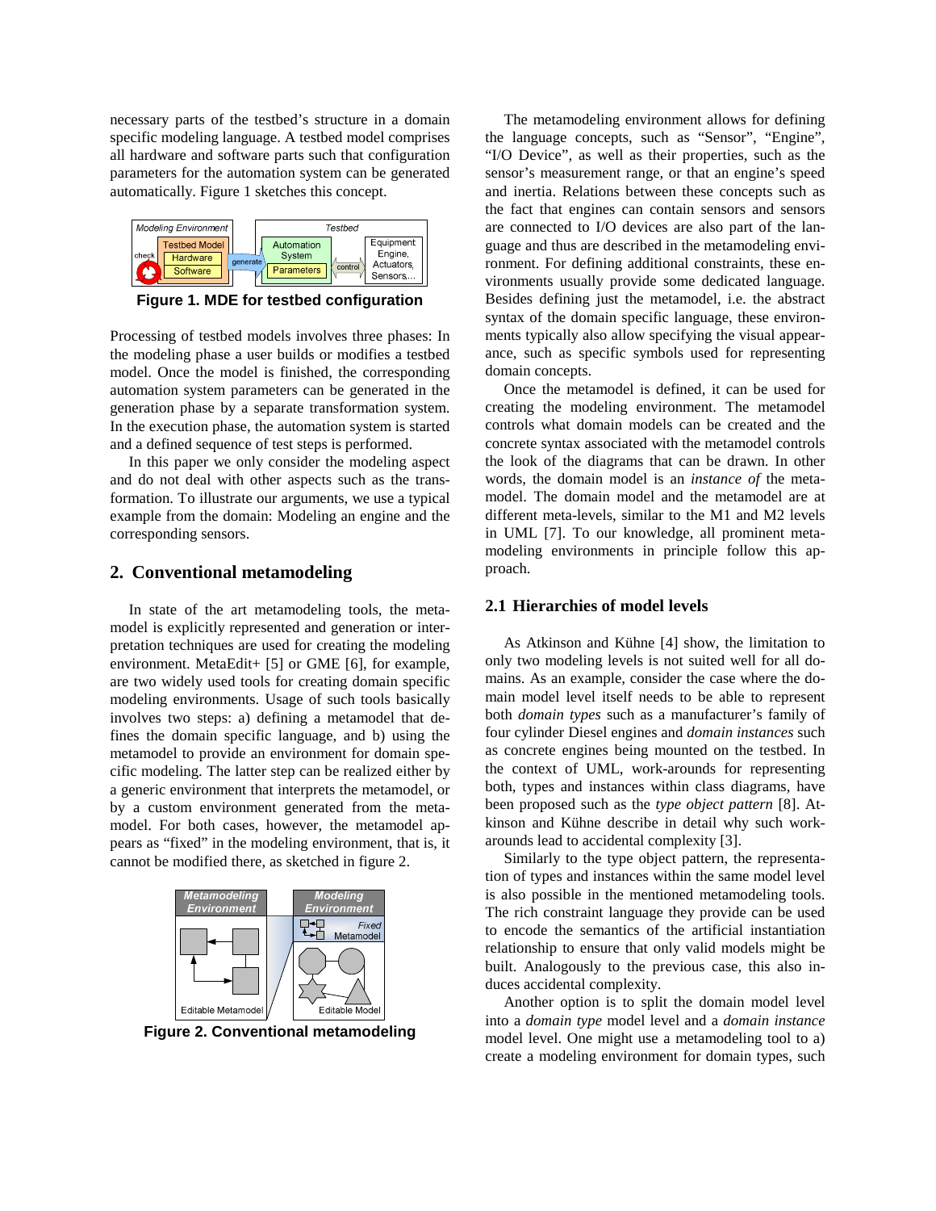necessary parts of the testbed's structure in a domain specific modeling language. A testbed model comprises all hardware and software parts such that configuration parameters for the automation system can be generated automatically. Figure 1 sketches this concept.

**Figure 1. MDE for testbed configuration**

Processing of testbed models involves three phases: In the modeling phase a user builds or modifies a testbed model. Once the model is finished, the corresponding automation system parameters can be generated in the generation phase by a separate transformation system. In the execution phase, the automation system is started and a defined sequence of test steps is performed.

In this paper we only consider the modeling aspect and do not deal with other aspects such as the transformation. To illustrate our arguments, we use a typical example from the domain: Modeling an engine and the corresponding sensors.

## 2. Conventional metamodeling

In state of the art metamodeling tools, the metamodel is explicitly represented and generation or interpretation techniques are used for creating the modeling environment. MetaEdit+ [5] or GME [6], for example, are two widely used tools for creating domain specific modeling environments. Usage of such tools basically involves two steps: a) defining a metamodel that defines the domain specific language, and b) using the metamodel to provide an environment for domain specific modeling. The latter step can be realized either by a generic environment that interprets the metamodel, or by a custom environment generated from the metamodel. For both cases, however, the metamodel appears as "fixed" in the modeling environment, that is, it cannot be modified there, as sketched in figure 2.

**Figure 2. Conventional metamodeling**

The metamodeling environment allows for defining the language concepts, such as "Sensor", "Engine", "I/O Device", as well as their properties, such as the sensor's measurement range, or that an engine's speed and inertia. Relations between these concepts such as the fact that engines can contain sensors and sensors are connected to I/O devices are also part of the language and thus are described in the metamodeling environment. For defining additional constraints, these environments usually provide some dedicated language. Besides defining just the metamodel, i.e. the abstract syntax of the domain specific language, these environments typically also allow specifying the visual appearance, such as specific symbols used for representing domain concepts.

Once the metamodel is defined, it can be used for creating the modeling environment. The metamodel controls what domain models can be created and the concrete syntax associated with the metamodel controls the look of the diagrams that can be drawn. In other words, the domain model is an *instance of* the metamodel. The domain model and the metamodel are at different meta-levels, similar to the M1 and M2 levels in UML [7]. To our knowledge, all prominent metamodeling environments in principle follow this approach.

### 2.1 Hierarchies of model levels

As Atkinson and Kühne [4] show, the limitation to only two modeling levels is not suited well for all domains. As an example, consider the case where the domain model level itself needs to be able to represent both *domain types* such as a manufacturer's family of four cylinder Diesel engines and *domain instances* such as concrete engines being mounted on the testbed. In the context of UML, work-arounds for representing both, types and instances within class diagrams, have been proposed such as the *type object pattern* [8]. Atkinson and Kühne describe in detail why such work-arounds lead to accidental complexity [3].

Similarly to the type object pattern, the representation of types and instances within the same model level is also possible in the mentioned metamodeling tools. The rich constraint language they provide can be used to encode the semantics of the artificial instantiation relationship to ensure that only valid models might be built. Analogously to the previous case, this also induces accidental complexity.

Another option is to split the domain model level into a *domain type* model level and a *domain instance* model level. One might use a metamodeling tool to a) create a modeling environment for domain types, such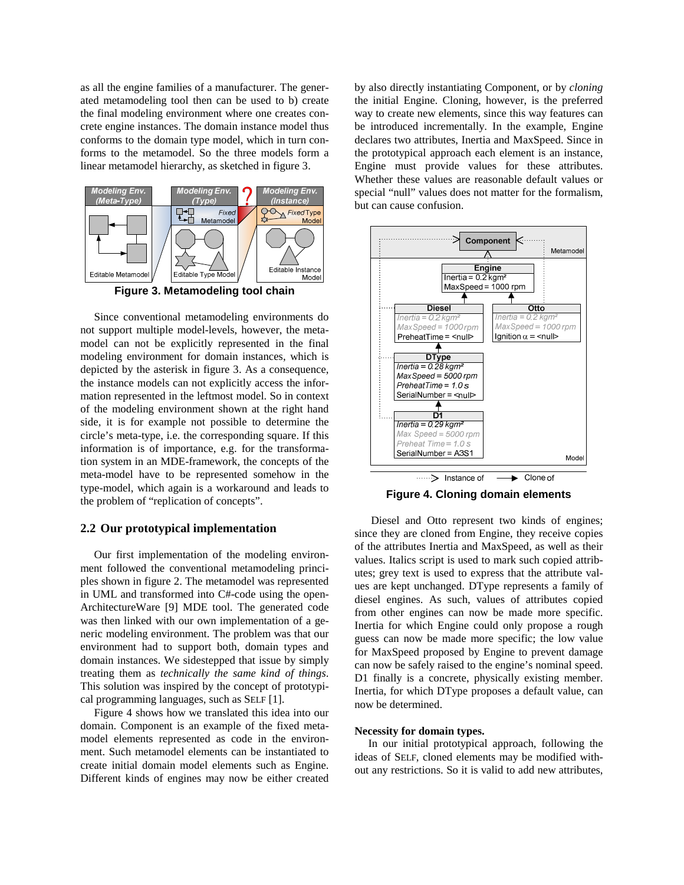as all the engine families of a manufacturer. The generated metamodeling tool then can be used to b) create the final modeling environment where one creates concrete engine instances. The domain instance model thus conforms to the domain type model, which in turn conforms to the metamodel. So the three models form a linear metamodel hierarchy, as sketched in figure 3.

Modeling Env. (Meta-Type)
Editable Metamodel
Modeling Env. (Type)
Fixed Metamodel
Editable Type Model
?
Modeling Env. (Instance)
Fixed Type Model
Editable Instance Model

**Figure 3. Metamodeling tool chain**

Since conventional metamodeling environments do not support multiple model-levels, however, the metamodel can not be explicitly represented in the final modeling environment for domain instances, which is depicted by the asterisk in figure 3. As a consequence, the instance models can not explicitly access the information represented in the leftmost model. So in context of the modeling environment shown at the right hand side, it is for example not possible to determine the circle's meta-type, i.e. the corresponding square. If this information is of importance, e.g. for the transformation system in an MDE-framework, the concepts of the meta-model have to be represented somehow in the type-model, which again is a workaround and leads to the problem of "replication of concepts".

## 2.2 Our prototypical implementation

Our first implementation of the modeling environment followed the conventional metamodeling principles shown in figure 2. The metamodel was represented in UML and transformed into C#-code using the openArchitectureWare [9] MDE tool. The generated code was then linked with our own implementation of a generic modeling environment. The problem was that our environment had to support both, domain types and domain instances. We sidestepped that issue by simply treating them as *technically the same kind of things*. This solution was inspired by the concept of prototypical programming languages, such as SELF [1].

Figure 4 shows how we translated this idea into our domain. Component is an example of the fixed metamodel elements represented as code in the environment. Such metamodel elements can be instantiated to create initial domain model elements such as Engine. Different kinds of engines may now be either created by also directly instantiating Component, or by *cloning* the initial Engine. Cloning, however, is the preferred way to create new elements, since this way features can be introduced incrementally. In the example, Engine declares two attributes, Inertia and MaxSpeed. Since in the prototypical approach each element is an instance, Engine must provide values for these attributes. Whether these values are reasonable default values or special "null" values does not matter for the formalism, but can cause confusion.

Component
Metamodel
Engine
Inertia = 0.2 kgm²
MaxSpeed = 1000 rpm
Diesel
*Inertia = 0.2 kgm²*
*MaxSpeed = 1000 rpm*
PreheatTime = <null>
Otto
*Inertia = 0.2 kgm²*
*MaxSpeed = 1000 rpm*
Ignition α = <null>
DType
*Inertia = 0.28 kgm²*
*MaxSpeed = 5000 rpm*
*PreheatTime = 1.0 s*
SerialNumber = <null>
D1
*Inertia = 0.29 kgm²*
*Max Speed = 5000 rpm*
*Preheat Time = 1.0 s*
SerialNumber = A3S1
Model
Instance of
Clone of

**Figure 4. Cloning domain elements**

Diesel and Otto represent two kinds of engines; since they are cloned from Engine, they receive copies of the attributes Inertia and MaxSpeed, as well as their values. Italics script is used to mark such copied attributes; grey text is used to express that the attribute values are kept unchanged. DType represents a family of diesel engines. As such, values of attributes copied from other engines can now be made more specific. Inertia for which Engine could only propose a rough guess can now be made more specific; the low value for MaxSpeed proposed by Engine to prevent damage can now be safely raised to the engine's nominal speed. D1 finally is a concrete, physically existing member. Inertia, for which DType proposes a default value, can now be determined.

**Necessity for domain types.**
In our initial prototypical approach, following the ideas of SELF, cloned elements may be modified without any restrictions. So it is valid to add new attributes,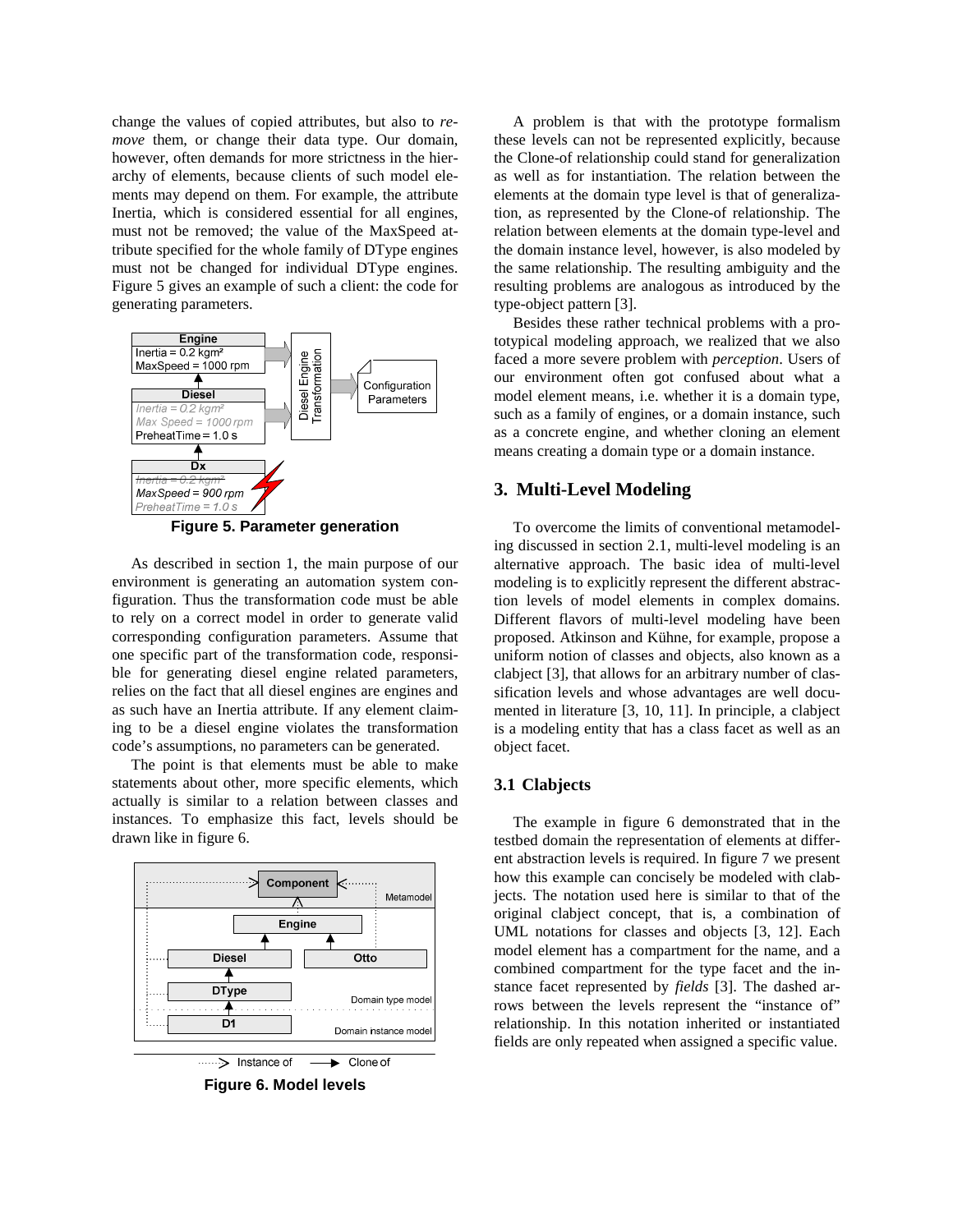change the values of copied attributes, but also to *remove* them, or change their data type. Our domain, however, often demands for more strictness in the hierarchy of elements, because clients of such model elements may depend on them. For example, the attribute Inertia, which is considered essential for all engines, must not be removed; the value of the MaxSpeed attribute specified for the whole family of DType engines must not be changed for individual DType engines. Figure 5 gives an example of such a client: the code for generating parameters.

Engine
Inertia = 0.2 kgm²
MaxSpeed = 1000 rpm
Diesel
Inertia = 0.2 kgm²
Max Speed = 1000 rpm
PreheatTime = 1.0 s
Dx
Inertia = 0.2 kgm²
MaxSpeed = 900 rpm
PreheatTime = 1.0 s
Diesel Engine Transformation
Configuration Parameters

**Figure 5. Parameter generation**

As described in section 1, the main purpose of our environment is generating an automation system configuration. Thus the transformation code must be able to rely on a correct model in order to generate valid corresponding configuration parameters. Assume that one specific part of the transformation code, responsible for generating diesel engine related parameters, relies on the fact that all diesel engines are engines and as such have an Inertia attribute. If any element claiming to be a diesel engine violates the transformation code's assumptions, no parameters can be generated.

The point is that elements must be able to make statements about other, more specific elements, which actually is similar to a relation between classes and instances. To emphasize this fact, levels should be drawn like in figure 6.

Component
Metamodel
Engine
Diesel
Otto
DType
Domain type model
D1
Domain instance model
Instance of
Clone of

**Figure 6. Model levels**

A problem is that with the prototype formalism these levels can not be represented explicitly, because the Clone-of relationship could stand for generalization as well as for instantiation. The relation between the elements at the domain type level is that of generalization, as represented by the Clone-of relationship. The relation between elements at the domain type-level and the domain instance level, however, is also modeled by the same relationship. The resulting ambiguity and the resulting problems are analogous as introduced by the type-object pattern [3].

Besides these rather technical problems with a prototypical modeling approach, we realized that we also faced a more severe problem with *perception*. Users of our environment often got confused about what a model element means, i.e. whether it is a domain type, such as a family of engines, or a domain instance, such as a concrete engine, and whether cloning an element means creating a domain type or a domain instance.

## 3. Multi-Level Modeling

To overcome the limits of conventional metamodeling discussed in section 2.1, multi-level modeling is an alternative approach. The basic idea of multi-level modeling is to explicitly represent the different abstraction levels of model elements in complex domains. Different flavors of multi-level modeling have been proposed. Atkinson and Kühne, for example, propose a uniform notion of classes and objects, also known as a clabject [3], that allows for an arbitrary number of classification levels and whose advantages are well documented in literature [3, 10, 11]. In principle, a clabject is a modeling entity that has a class facet as well as an object facet.

### 3.1 Clabjects

The example in figure 6 demonstrated that in the testbed domain the representation of elements at different abstraction levels is required. In figure 7 we present how this example can concisely be modeled with clabjects. The notation used here is similar to that of the original clabject concept, that is, a combination of UML notations for classes and objects [3, 12]. Each model element has a compartment for the name, and a combined compartment for the type facet and the instance facet represented by *fields* [3]. The dashed arrows between the levels represent the "instance of" relationship. In this notation inherited or instantiated fields are only repeated when assigned a specific value.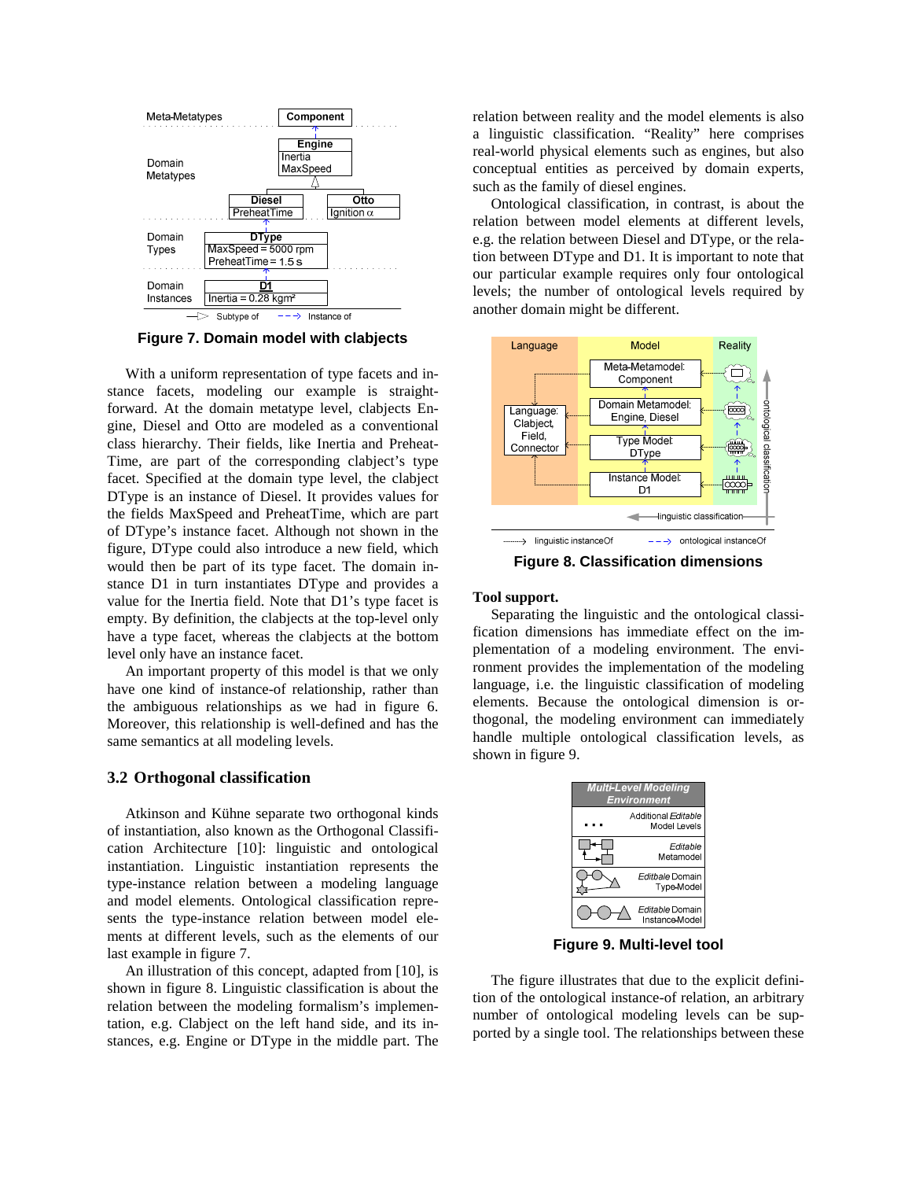Figure 7. Domain model with clabjects

With a uniform representation of type facets and instance facets, modeling our example is straightforward. At the domain metatype level, clabjects Engine, Diesel and Otto are modeled as a conventional class hierarchy. Their fields, like Inertia and PreheatTime, are part of the corresponding clabject's type facet. Specified at the domain type level, the clabject DType is an instance of Diesel. It provides values for the fields MaxSpeed and PreheatTime, which are part of DType's instance facet. Although not shown in the figure, DType could also introduce a new field, which would then be part of its type facet. The domain instance D1 in turn instantiates DType and provides a value for the Inertia field. Note that D1's type facet is empty. By definition, the clabjects at the top-level only have a type facet, whereas the clabjects at the bottom level only have an instance facet.

An important property of this model is that we only have one kind of instance-of relationship, rather than the ambiguous relationships as we had in figure 6. Moreover, this relationship is well-defined and has the same semantics at all modeling levels.

## 3.2 Orthogonal classification

Atkinson and Kühne separate two orthogonal kinds of instantiation, also known as the Orthogonal Classification Architecture [10]: linguistic and ontological instantiation. Linguistic instantiation represents the type-instance relation between a modeling language and model elements. Ontological classification represents the type-instance relation between model elements at different levels, such as the elements of our last example in figure 7.

An illustration of this concept, adapted from [10], is shown in figure 8. Linguistic classification is about the relation between the modeling formalism's implementation, e.g. Clabject on the left hand side, and its instances, e.g. Engine or DType in the middle part. The relation between reality and the model elements is also a linguistic classification. "Reality" here comprises real-world physical elements such as engines, but also conceptual entities as perceived by domain experts, such as the family of diesel engines.

Ontological classification, in contrast, is about the relation between model elements at different levels, e.g. the relation between Diesel and DType, or the relation between DType and D1. It is important to note that our particular example requires only four ontological levels; the number of ontological levels required by another domain might be different.

Figure 8. Classification dimensions

**Tool support.**

Separating the linguistic and the ontological classification dimensions has immediate effect on the implementation of a modeling environment. The environment provides the implementation of the modeling language, i.e. the linguistic classification of modeling elements. Because the ontological dimension is orthogonal, the modeling environment can immediately handle multiple ontological classification levels, as shown in figure 9.

Figure 9. Multi-level tool

The figure illustrates that due to the explicit definition of the ontological instance-of relation, an arbitrary number of ontological modeling levels can be supported by a single tool. The relationships between these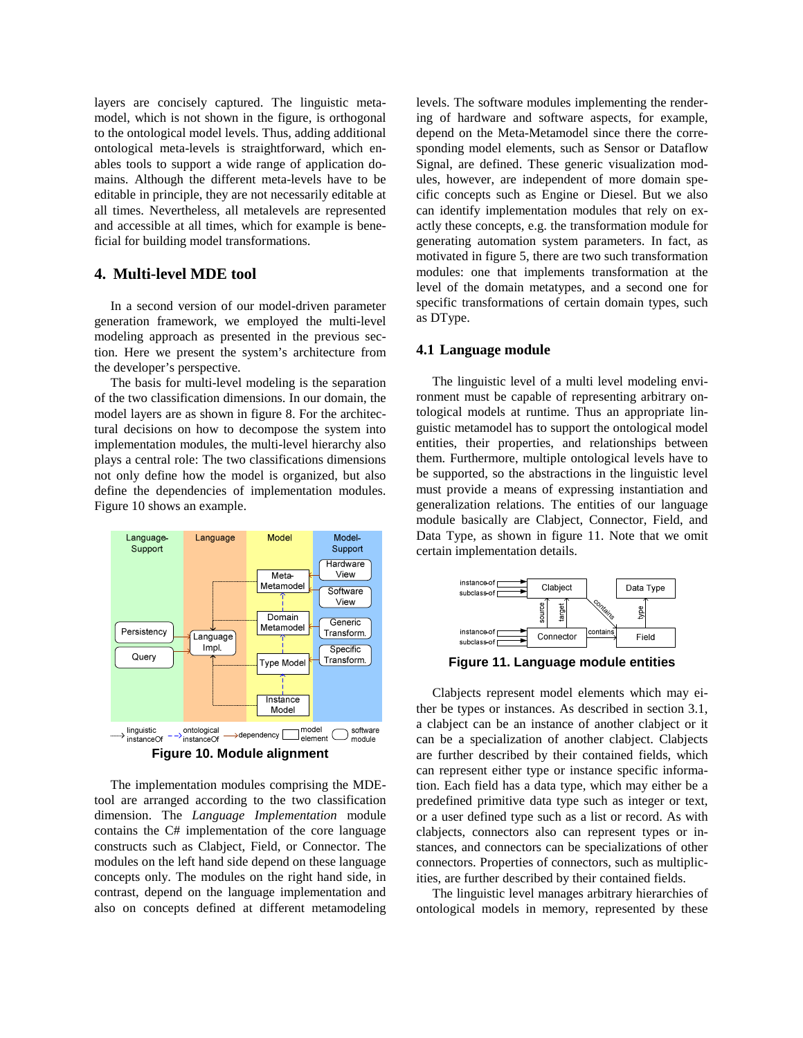layers are concisely captured. The linguistic metamodel, which is not shown in the figure, is orthogonal to the ontological model levels. Thus, adding additional ontological meta-levels is straightforward, which enables tools to support a wide range of application domains. Although the different meta-levels have to be editable in principle, they are not necessarily editable at all times. Nevertheless, all metalevels are represented and accessible at all times, which for example is beneficial for building model transformations.

## 4. Multi-level MDE tool

In a second version of our model-driven parameter generation framework, we employed the multi-level modeling approach as presented in the previous section. Here we present the system's architecture from the developer's perspective.

The basis for multi-level modeling is the separation of the two classification dimensions. In our domain, the model layers are as shown in figure 8. For the architectural decisions on how to decompose the system into implementation modules, the multi-level hierarchy also plays a central role: The two classifications dimensions not only define how the model is organized, but also define the dependencies of implementation modules. Figure 10 shows an example.

**Figure 10. Module alignment**

The implementation modules comprising the MDE-tool are arranged according to the two classification dimension. The *Language Implementation* module contains the C# implementation of the core language constructs such as Clabject, Field, or Connector. The modules on the left hand side depend on these language concepts only. The modules on the right hand side, in contrast, depend on the language implementation and also on concepts defined at different metamodeling levels. The software modules implementing the rendering of hardware and software aspects, for example, depend on the Meta-Metamodel since there the corresponding model elements, such as Sensor or Dataflow Signal, are defined. These generic visualization modules, however, are independent of more domain specific concepts such as Engine or Diesel. But we also can identify implementation modules that rely on exactly these concepts, e.g. the transformation module for generating automation system parameters. In fact, as motivated in figure 5, there are two such transformation modules: one that implements transformation at the level of the domain metatypes, and a second one for specific transformations of certain domain types, such as DType.

### 4.1 Language module

The linguistic level of a multi level modeling environment must be capable of representing arbitrary ontological models at runtime. Thus an appropriate linguistic metamodel has to support the ontological model entities, their properties, and relationships between them. Furthermore, multiple ontological levels have to be supported, so the abstractions in the linguistic level must provide a means of expressing instantiation and generalization relations. The entities of our language module basically are Clabject, Connector, Field, and Data Type, as shown in figure 11. Note that we omit certain implementation details.

**Figure 11. Language module entities**

Clabjects represent model elements which may either be types or instances. As described in section 3.1, a clabject can be an instance of another clabject or it can be a specialization of another clabject. Clabjects are further described by their contained fields, which can represent either type or instance specific information. Each field has a data type, which may either be a predefined primitive data type such as integer or text, or a user defined type such as a list or record. As with clabjects, connectors also can represent types or instances, and connectors can be specializations of other connectors. Properties of connectors, such as multiplicities, are further described by their contained fields.

The linguistic level manages arbitrary hierarchies of ontological models in memory, represented by these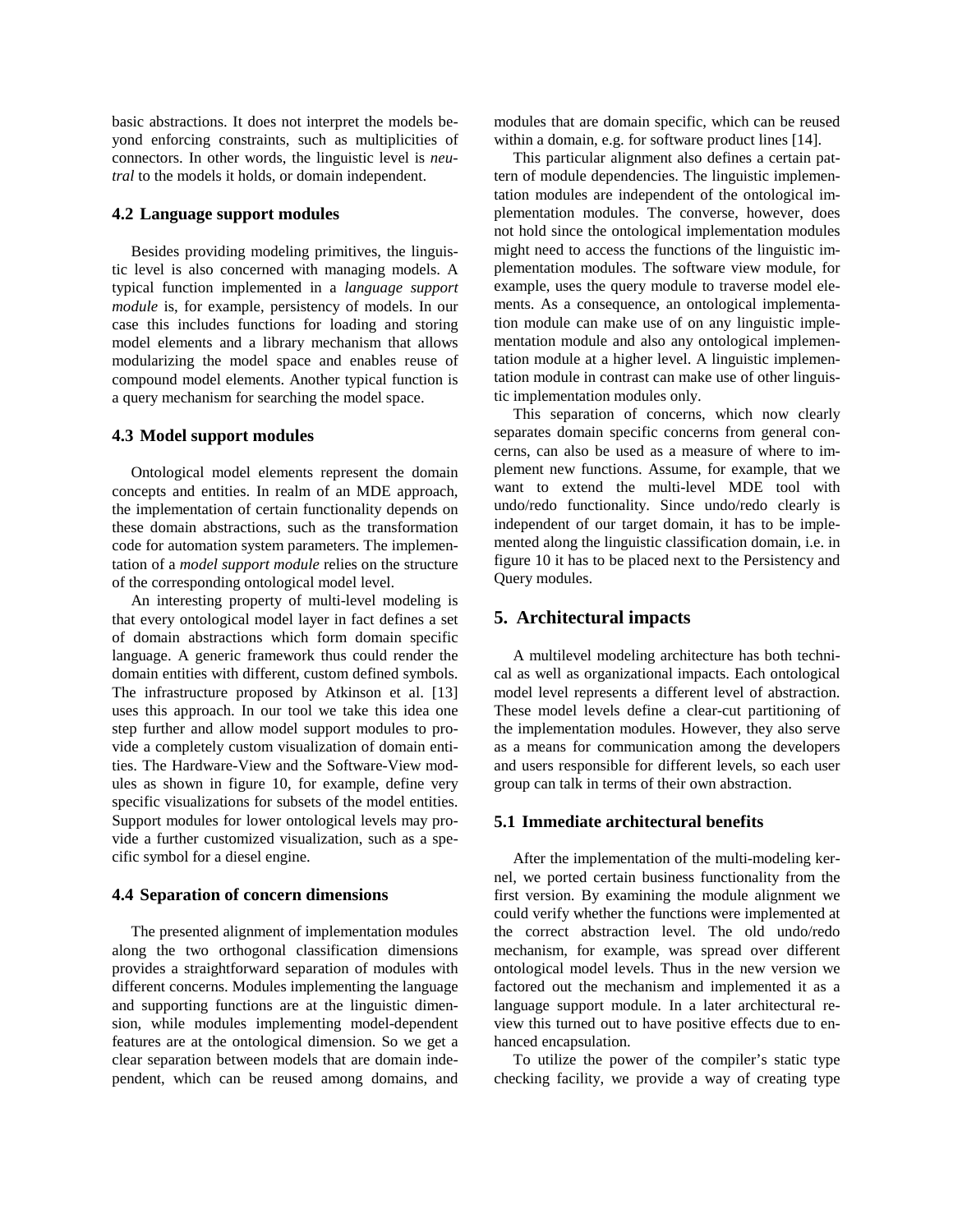basic abstractions. It does not interpret the models beyond enforcing constraints, such as multiplicities of connectors. In other words, the linguistic level is *neutral* to the models it holds, or domain independent.

### 4.2 Language support modules

Besides providing modeling primitives, the linguistic level is also concerned with managing models. A typical function implemented in a *language support module* is, for example, persistency of models. In our case this includes functions for loading and storing model elements and a library mechanism that allows modularizing the model space and enables reuse of compound model elements. Another typical function is a query mechanism for searching the model space.

### 4.3 Model support modules

Ontological model elements represent the domain concepts and entities. In realm of an MDE approach, the implementation of certain functionality depends on these domain abstractions, such as the transformation code for automation system parameters. The implementation of a *model support module* relies on the structure of the corresponding ontological model level.

An interesting property of multi-level modeling is that every ontological model layer in fact defines a set of domain abstractions which form domain specific language. A generic framework thus could render the domain entities with different, custom defined symbols. The infrastructure proposed by Atkinson et al. [13] uses this approach. In our tool we take this idea one step further and allow model support modules to provide a completely custom visualization of domain entities. The Hardware-View and the Software-View modules as shown in figure 10, for example, define very specific visualizations for subsets of the model entities. Support modules for lower ontological levels may provide a further customized visualization, such as a specific symbol for a diesel engine.

### 4.4 Separation of concern dimensions

The presented alignment of implementation modules along the two orthogonal classification dimensions provides a straightforward separation of modules with different concerns. Modules implementing the language and supporting functions are at the linguistic dimension, while modules implementing model-dependent features are at the ontological dimension. So we get a clear separation between models that are domain independent, which can be reused among domains, and modules that are domain specific, which can be reused within a domain, e.g. for software product lines [14].

This particular alignment also defines a certain pattern of module dependencies. The linguistic implementation modules are independent of the ontological implementation modules. The converse, however, does not hold since the ontological implementation modules might need to access the functions of the linguistic implementation modules. The software view module, for example, uses the query module to traverse model elements. As a consequence, an ontological implementation module can make use of on any linguistic implementation module and also any ontological implementation module at a higher level. A linguistic implementation module in contrast can make use of other linguistic implementation modules only.

This separation of concerns, which now clearly separates domain specific concerns from general concerns, can also be used as a measure of where to implement new functions. Assume, for example, that we want to extend the multi-level MDE tool with undo/redo functionality. Since undo/redo clearly is independent of our target domain, it has to be implemented along the linguistic classification domain, i.e. in figure 10 it has to be placed next to the Persistency and Query modules.

## 5. Architectural impacts

A multilevel modeling architecture has both technical as well as organizational impacts. Each ontological model level represents a different level of abstraction. These model levels define a clear-cut partitioning of the implementation modules. However, they also serve as a means for communication among the developers and users responsible for different levels, so each user group can talk in terms of their own abstraction.

### 5.1 Immediate architectural benefits

After the implementation of the multi-modeling kernel, we ported certain business functionality from the first version. By examining the module alignment we could verify whether the functions were implemented at the correct abstraction level. The old undo/redo mechanism, for example, was spread over different ontological model levels. Thus in the new version we factored out the mechanism and implemented it as a language support module. In a later architectural review this turned out to have positive effects due to enhanced encapsulation.

To utilize the power of the compiler's static type checking facility, we provide a way of creating type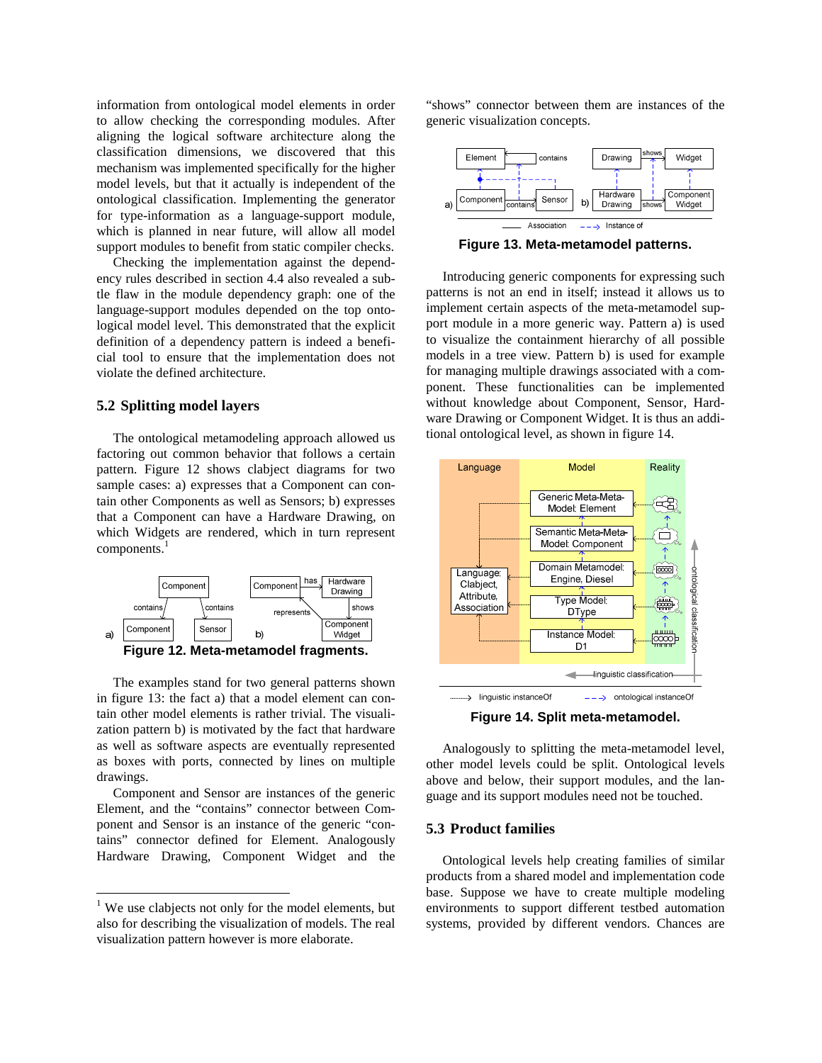information from ontological model elements in order to allow checking the corresponding modules. After aligning the logical software architecture along the classification dimensions, we discovered that this mechanism was implemented specifically for the higher model levels, but that it actually is independent of the ontological classification. Implementing the generator for type-information as a language-support module, which is planned in near future, will allow all model support modules to benefit from static compiler checks.

Checking the implementation against the dependency rules described in section 4.4 also revealed a subtle flaw in the module dependency graph: one of the language-support modules depended on the top ontological model level. This demonstrated that the explicit definition of a dependency pattern is indeed a beneficial tool to ensure that the implementation does not violate the defined architecture.

## 5.2 Splitting model layers

The ontological metamodeling approach allowed us factoring out common behavior that follows a certain pattern. Figure 12 shows clabject diagrams for two sample cases: a) expresses that a Component can contain other Components as well as Sensors; b) expresses that a Component can have a Hardware Drawing, on which Widgets are rendered, which in turn represent components.[1]

**Figure 12. Meta-metamodel fragments.**

The examples stand for two general patterns shown in figure 13: the fact a) that a model element can contain other model elements is rather trivial. The visualization pattern b) is motivated by the fact that hardware as well as software aspects are eventually represented as boxes with ports, connected by lines on multiple drawings.

Component and Sensor are instances of the generic Element, and the "contains" connector between Component and Sensor is an instance of the generic "contains" connector defined for Element. Analogously Hardware Drawing, Component Widget and the "shows" connector between them are instances of the generic visualization concepts.

**Figure 13. Meta-metamodel patterns.**

Introducing generic components for expressing such patterns is not an end in itself; instead it allows us to implement certain aspects of the meta-metamodel support module in a more generic way. Pattern a) is used to visualize the containment hierarchy of all possible models in a tree view. Pattern b) is used for example for managing multiple drawings associated with a component. These functionalities can be implemented without knowledge about Component, Sensor, Hardware Drawing or Component Widget. It is thus an additional ontological level, as shown in figure 14.

**Figure 14. Split meta-metamodel.**

Analogously to splitting the meta-metamodel level, other model levels could be split. Ontological levels above and below, their support modules, and the language and its support modules need not be touched.

## 5.3 Product families

Ontological levels help creating families of similar products from a shared model and implementation code base. Suppose we have to create multiple modeling environments to support different testbed automation systems, provided by different vendors. Chances are

[1] We use clabjects not only for the model elements, but also for describing the visualization of models. The real visualization pattern however is more elaborate.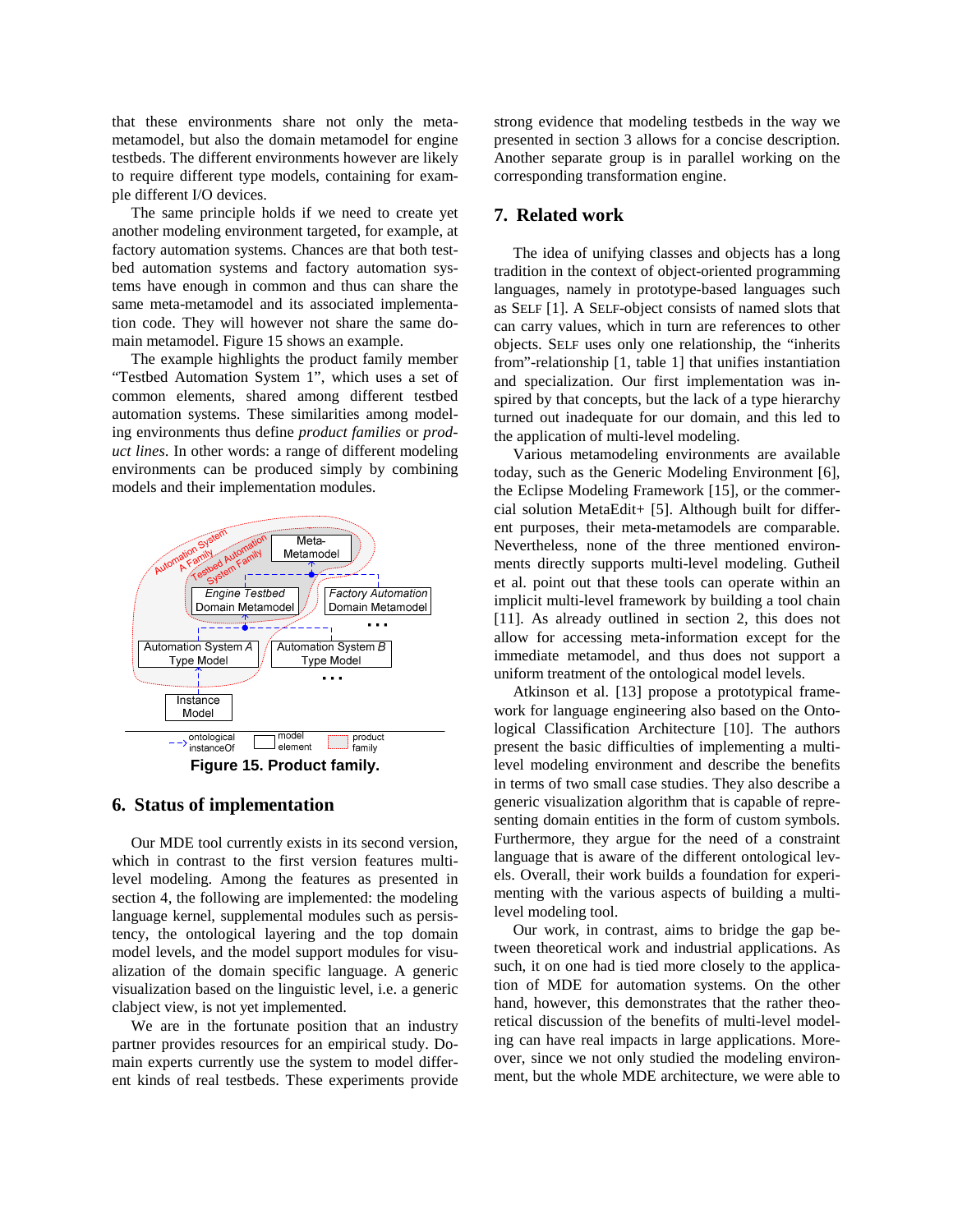that these environments share not only the meta-metamodel, but also the domain metamodel for engine testbeds. The different environments however are likely to require different type models, containing for example different I/O devices.

The same principle holds if we need to create yet another modeling environment targeted, for example, at factory automation systems. Chances are that both testbed automation systems and factory automation systems have enough in common and thus can share the same meta-metamodel and its associated implementation code. They will however not share the same domain metamodel. Figure 15 shows an example.

The example highlights the product family member "Testbed Automation System 1", which uses a set of common elements, shared among different testbed automation systems. These similarities among modeling environments thus define *product families* or *product lines*. In other words: a range of different modeling environments can be produced simply by combining models and their implementation modules.

**Figure 15. Product family.**

## 6. Status of implementation

Our MDE tool currently exists in its second version, which in contrast to the first version features multi-level modeling. Among the features as presented in section 4, the following are implemented: the modeling language kernel, supplemental modules such as persistency, the ontological layering and the top domain model levels, and the model support modules for visualization of the domain specific language. A generic visualization based on the linguistic level, i.e. a generic clabject view, is not yet implemented.

We are in the fortunate position that an industry partner provides resources for an empirical study. Domain experts currently use the system to model different kinds of real testbeds. These experiments provide strong evidence that modeling testbeds in the way we presented in section 3 allows for a concise description. Another separate group is in parallel working on the corresponding transformation engine.

## 7. Related work

The idea of unifying classes and objects has a long tradition in the context of object-oriented programming languages, namely in prototype-based languages such as SELF [1]. A SELF-object consists of named slots that can carry values, which in turn are references to other objects. SELF uses only one relationship, the "inherits from"-relationship [1, table 1] that unifies instantiation and specialization. Our first implementation was inspired by that concepts, but the lack of a type hierarchy turned out inadequate for our domain, and this led to the application of multi-level modeling.

Various metamodeling environments are available today, such as the Generic Modeling Environment [6], the Eclipse Modeling Framework [15], or the commercial solution MetaEdit+ [5]. Although built for different purposes, their meta-metamodels are comparable. Nevertheless, none of the three mentioned environments directly supports multi-level modeling. Gutheil et al. point out that these tools can operate within an implicit multi-level framework by building a tool chain [11]. As already outlined in section 2, this does not allow for accessing meta-information except for the immediate metamodel, and thus does not support a uniform treatment of the ontological model levels.

Atkinson et al. [13] propose a prototypical framework for language engineering also based on the Ontological Classification Architecture [10]. The authors present the basic difficulties of implementing a multi-level modeling environment and describe the benefits in terms of two small case studies. They also describe a generic visualization algorithm that is capable of representing domain entities in the form of custom symbols. Furthermore, they argue for the need of a constraint language that is aware of the different ontological levels. Overall, their work builds a foundation for experimenting with the various aspects of building a multi-level modeling tool.

Our work, in contrast, aims to bridge the gap between theoretical work and industrial applications. As such, it on one had is tied more closely to the application of MDE for automation systems. On the other hand, however, this demonstrates that the rather theoretical discussion of the benefits of multi-level modeling can have real impacts in large applications. Moreover, since we not only studied the modeling environment, but the whole MDE architecture, we were able to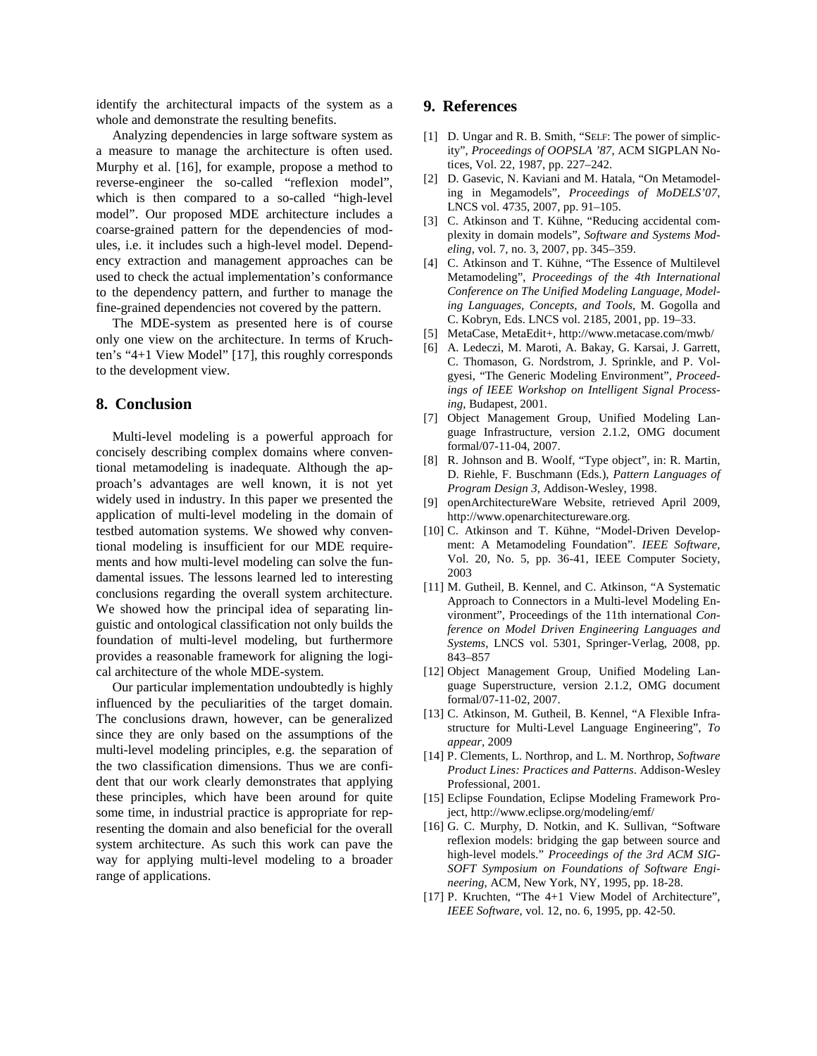identify the architectural impacts of the system as a whole and demonstrate the resulting benefits.

Analyzing dependencies in large software system as a measure to manage the architecture is often used. Murphy et al. [16], for example, propose a method to reverse-engineer the so-called "reflexion model", which is then compared to a so-called "high-level model". Our proposed MDE architecture includes a coarse-grained pattern for the dependencies of modules, i.e. it includes such a high-level model. Dependency extraction and management approaches can be used to check the actual implementation's conformance to the dependency pattern, and further to manage the fine-grained dependencies not covered by the pattern.

The MDE-system as presented here is of course only one view on the architecture. In terms of Kruchten's "4+1 View Model" [17], this roughly corresponds to the development view.

## 8. Conclusion

Multi-level modeling is a powerful approach for concisely describing complex domains where conventional metamodeling is inadequate. Although the approach's advantages are well known, it is not yet widely used in industry. In this paper we presented the application of multi-level modeling in the domain of testbed automation systems. We showed why conventional modeling is insufficient for our MDE requirements and how multi-level modeling can solve the fundamental issues. The lessons learned led to interesting conclusions regarding the overall system architecture. We showed how the principal idea of separating linguistic and ontological classification not only builds the foundation of multi-level modeling, but furthermore provides a reasonable framework for aligning the logical architecture of the whole MDE-system.

Our particular implementation undoubtedly is highly influenced by the peculiarities of the target domain. The conclusions drawn, however, can be generalized since they are only based on the assumptions of the multi-level modeling principles, e.g. the separation of the two classification dimensions. Thus we are confident that our work clearly demonstrates that applying these principles, which have been around for quite some time, in industrial practice is appropriate for representing the domain and also beneficial for the overall system architecture. As such this work can pave the way for applying multi-level modeling to a broader range of applications.

## 9. References

[1] D. Ungar and R. B. Smith, "SELF: The power of simplicity", *Proceedings of OOPSLA '87*, ACM SIGPLAN Notices, Vol. 22, 1987, pp. 227–242.

[2] D. Gasevic, N. Kaviani and M. Hatala, "On Metamodeling in Megamodels", *Proceedings of MoDELS'07*, LNCS vol. 4735, 2007, pp. 91–105.

[3] C. Atkinson and T. Kühne, "Reducing accidental complexity in domain models", *Software and Systems Modeling*, vol. 7, no. 3, 2007, pp. 345–359.

[4] C. Atkinson and T. Kühne, "The Essence of Multilevel Metamodeling", *Proceedings of the 4th International Conference on The Unified Modeling Language, Modeling Languages, Concepts, and Tools*, M. Gogolla and C. Kobryn, Eds. LNCS vol. 2185, 2001, pp. 19–33.

[5] MetaCase, MetaEdit+, http://www.metacase.com/mwb/

[6] A. Ledeczi, M. Maroti, A. Bakay, G. Karsai, J. Garrett, C. Thomason, G. Nordstrom, J. Sprinkle, and P. Volgyesi, "The Generic Modeling Environment", *Proceedings of IEEE Workshop on Intelligent Signal Processing*, Budapest, 2001.

[7] Object Management Group, Unified Modeling Language Infrastructure, version 2.1.2, OMG document formal/07-11-04, 2007.

[8] R. Johnson and B. Woolf, "Type object", in: R. Martin, D. Riehle, F. Buschmann (Eds.), *Pattern Languages of Program Design 3*, Addison-Wesley, 1998.

[9] openArchitectureWare Website, retrieved April 2009, http://www.openarchitectureware.org.

[10] C. Atkinson and T. Kühne, "Model-Driven Development: A Metamodeling Foundation". *IEEE Software*, Vol. 20, No. 5, pp. 36-41, IEEE Computer Society, 2003

[11] M. Gutheil, B. Kennel, and C. Atkinson, "A Systematic Approach to Connectors in a Multi-level Modeling Environment", Proceedings of the 11th international *Conference on Model Driven Engineering Languages and Systems*, LNCS vol. 5301, Springer-Verlag, 2008, pp. 843–857

[12] Object Management Group, Unified Modeling Language Superstructure, version 2.1.2, OMG document formal/07-11-02, 2007.

[13] C. Atkinson, M. Gutheil, B. Kennel, "A Flexible Infrastructure for Multi-Level Language Engineering", *To appear*, 2009

[14] P. Clements, L. Northrop, and L. M. Northrop, *Software Product Lines: Practices and Patterns*. Addison-Wesley Professional, 2001.

[15] Eclipse Foundation, Eclipse Modeling Framework Project, http://www.eclipse.org/modeling/emf/

[16] G. C. Murphy, D. Notkin, and K. Sullivan, "Software reflexion models: bridging the gap between source and high-level models." *Proceedings of the 3rd ACM SIGSOFT Symposium on Foundations of Software Engineering*, ACM, New York, NY, 1995, pp. 18-28.

[17] P. Kruchten, "The 4+1 View Model of Architecture", *IEEE Software*, vol. 12, no. 6, 1995, pp. 42-50.